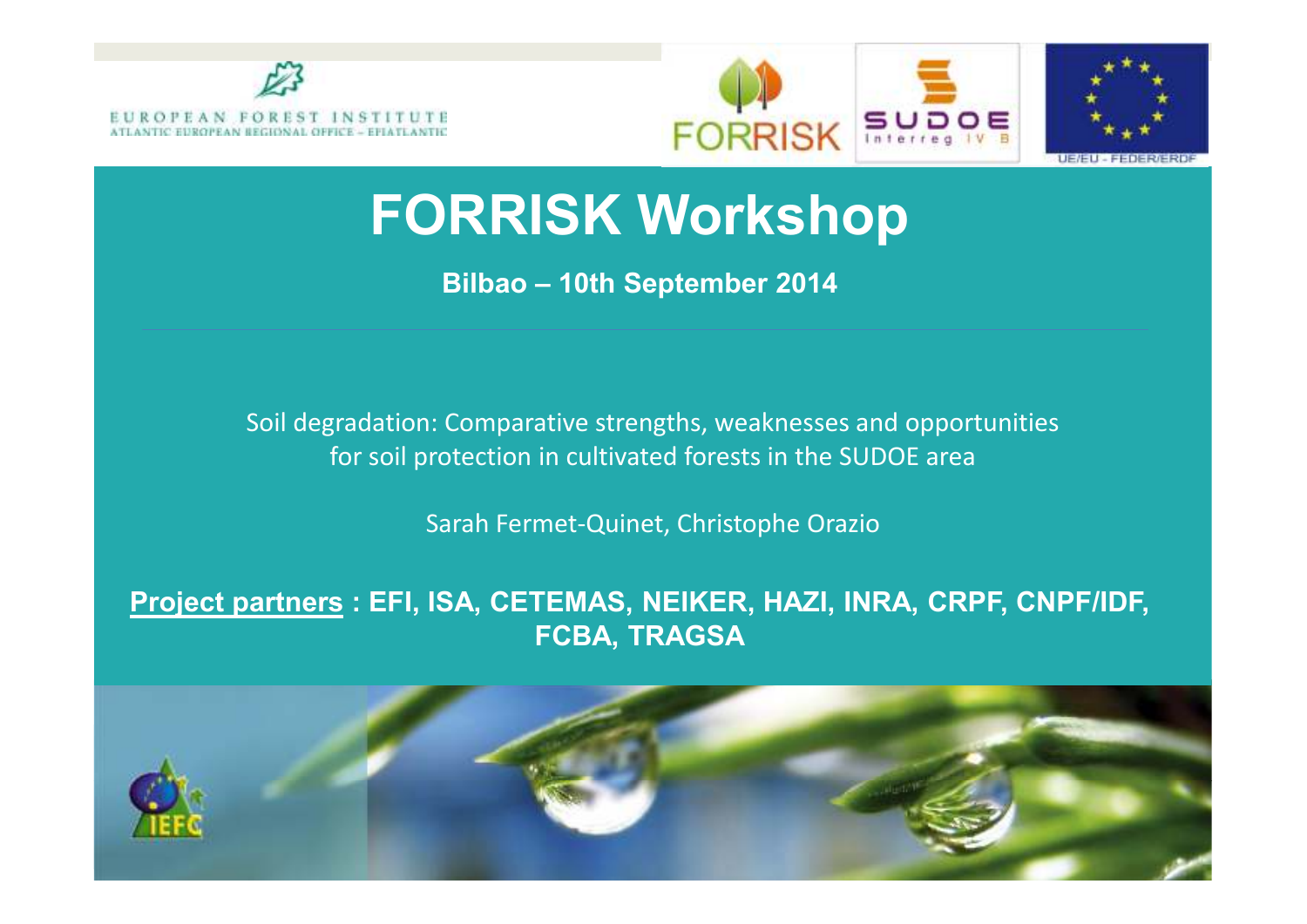EUROPEAN FOREST INSTITUTE
ATLANTIC EUROPEAN REGIONAL OFFICE – EFIATLANTIC

FORRISK

SUDOE Interreg IV B

UE/EU - FEDER/ERDF

# FORRISK Workshop

**Bilbao – 10th September 2014**

Soil degradation: Comparative strengths, weaknesses and opportunities for soil protection in cultivated forests in the SUDOE area

Sarah Fermet-Quinet, Christophe Orazio

**Project partners : EFI, ISA, CETEMAS, NEIKER, HAZI, INRA, CRPF, CNPF/IDF, FCBA, TRAGSA**

IEFC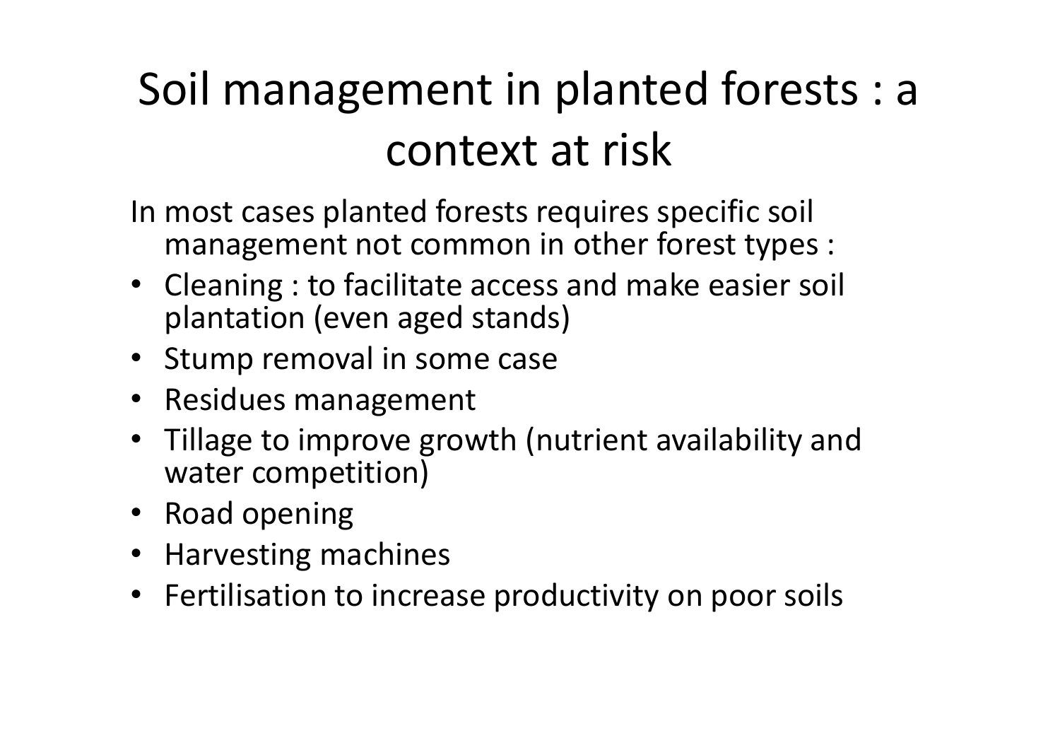# Soil management in planted forests : a context at risk

In most cases planted forests requires specific soil management not common in other forest types :

- Cleaning : to facilitate access and make easier soil plantation (even aged stands)
- Stump removal in some case
- Residues management
- Tillage to improve growth (nutrient availability and water competition)
- Road opening
- Harvesting machines
- Fertilisation to increase productivity on poor soils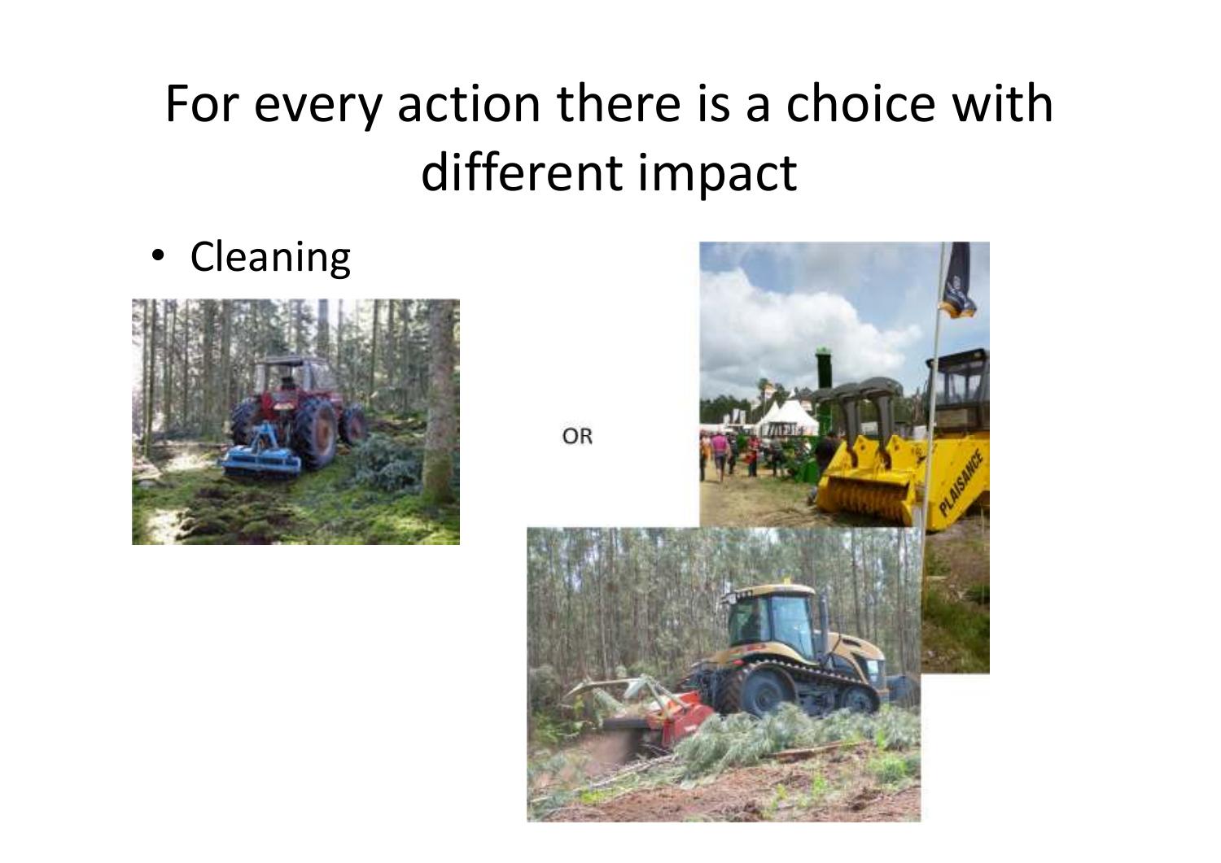# For every action there is a choice with different impact

- Cleaning

OR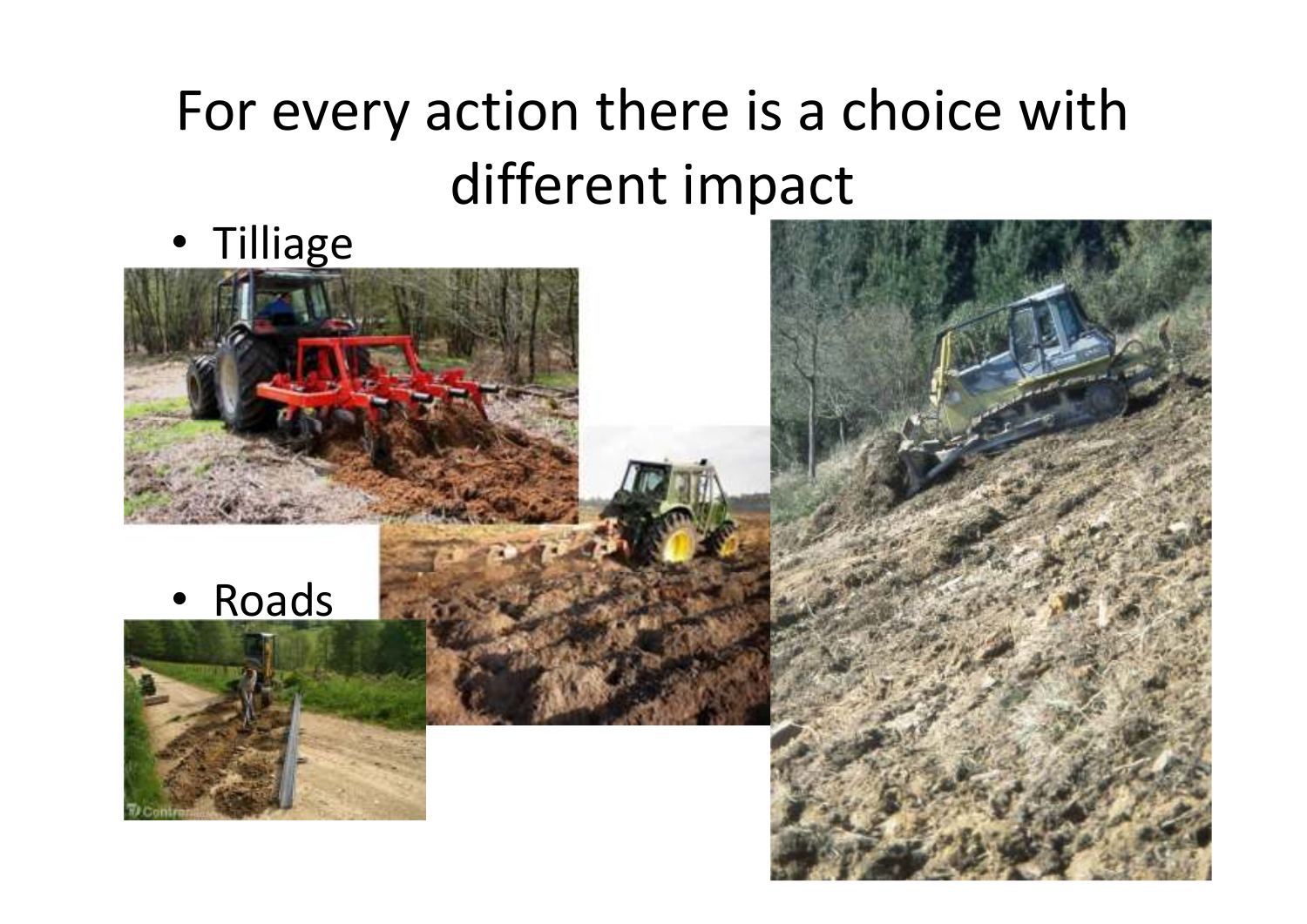# For every action there is a choice with different impact

- Tilliage
- Roads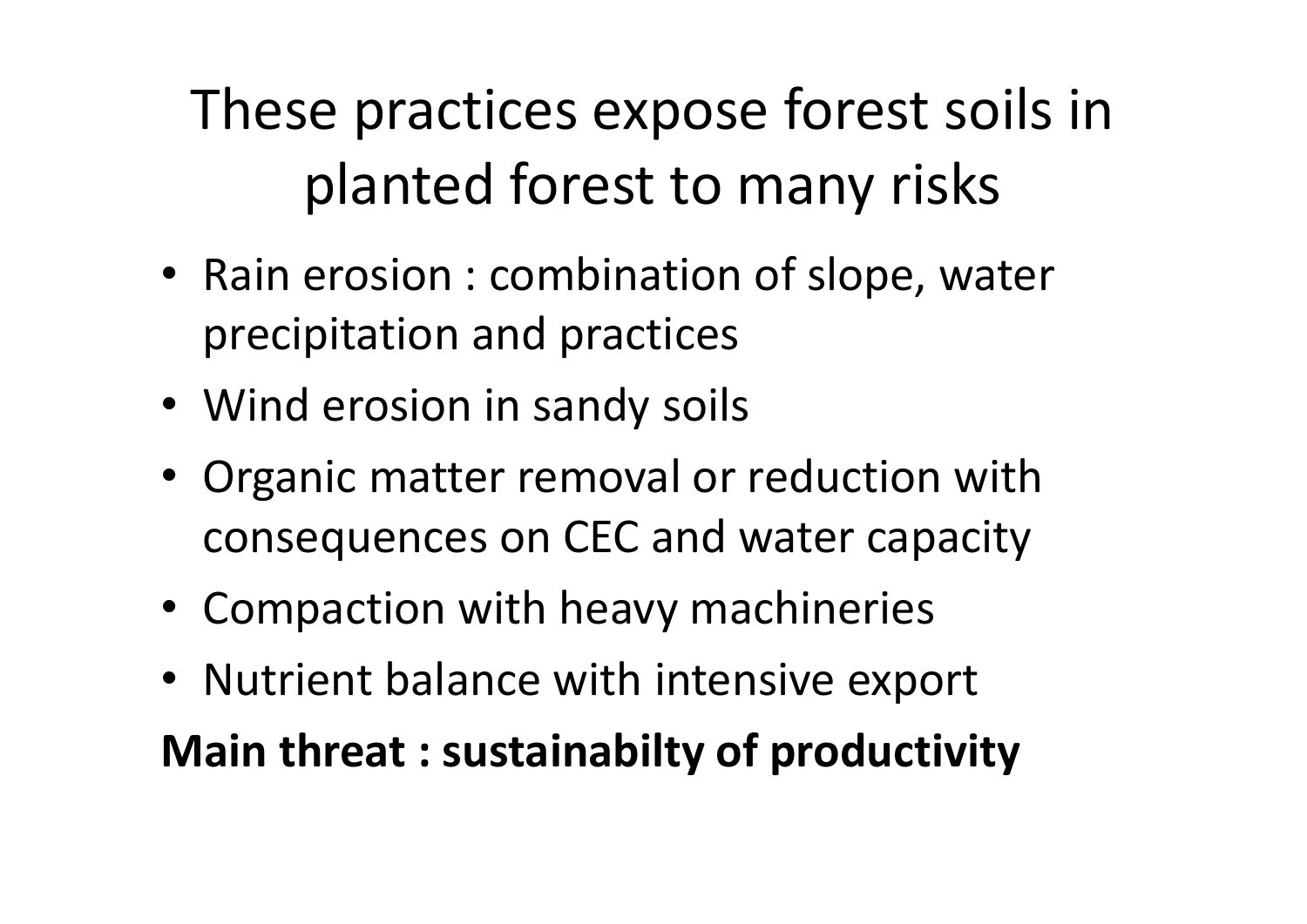# These practices expose forest soils in planted forest to many risks

- Rain erosion : combination of slope, water precipitation and practices
- Wind erosion in sandy soils
- Organic matter removal or reduction with consequences on CEC and water capacity
- Compaction with heavy machineries
- Nutrient balance with intensive export

**Main threat : sustainabilty of productivity**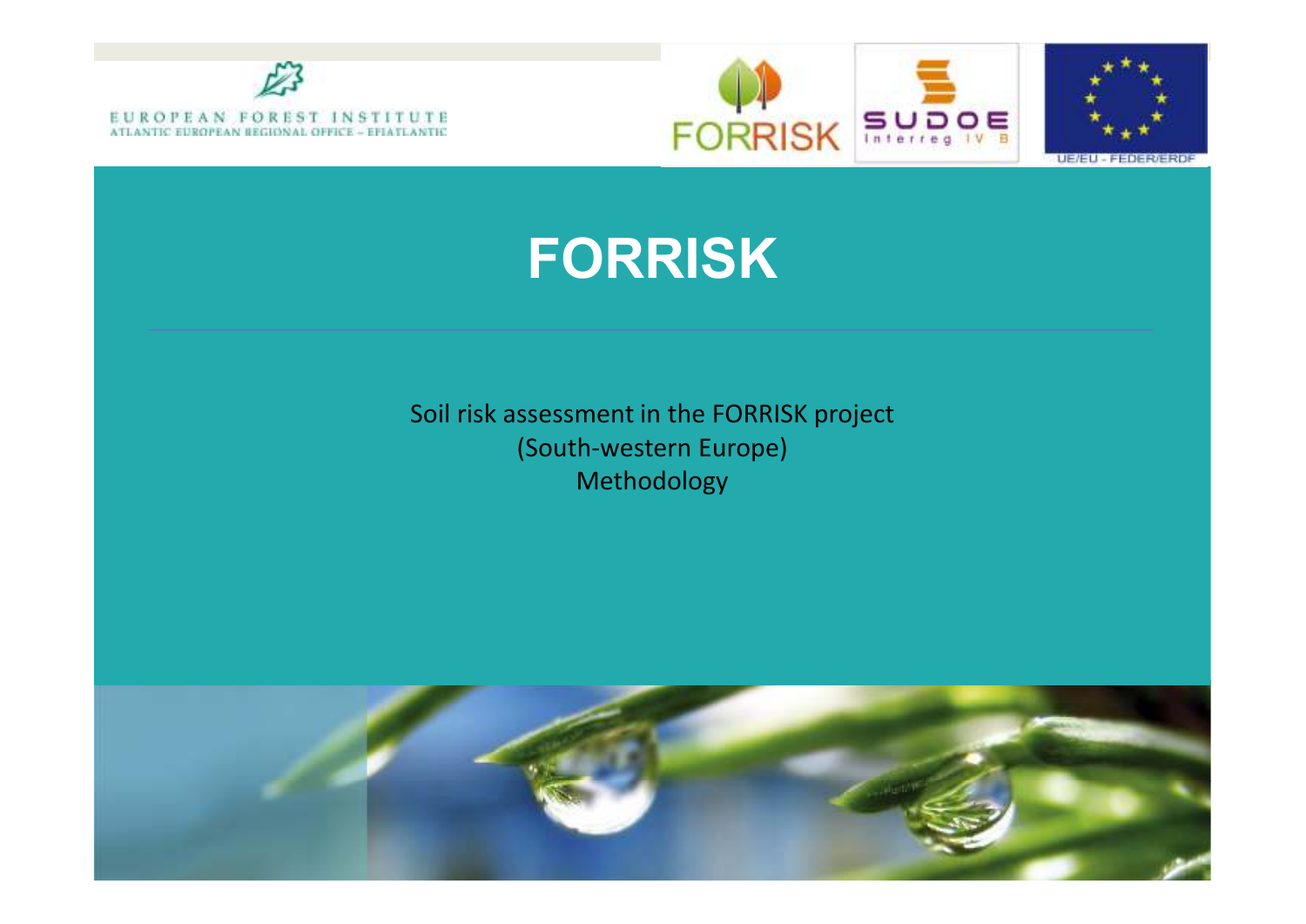EUROPEAN FOREST INSTITUTE
ATLANTIC EUROPEAN REGIONAL OFFICE – EFIATLANTIC

FORRISK

SUDOE Interreg IV B

UE/EU - FEDER/ERDF

# FORRISK

Soil risk assessment in the FORRISK project
(South-western Europe)
Methodology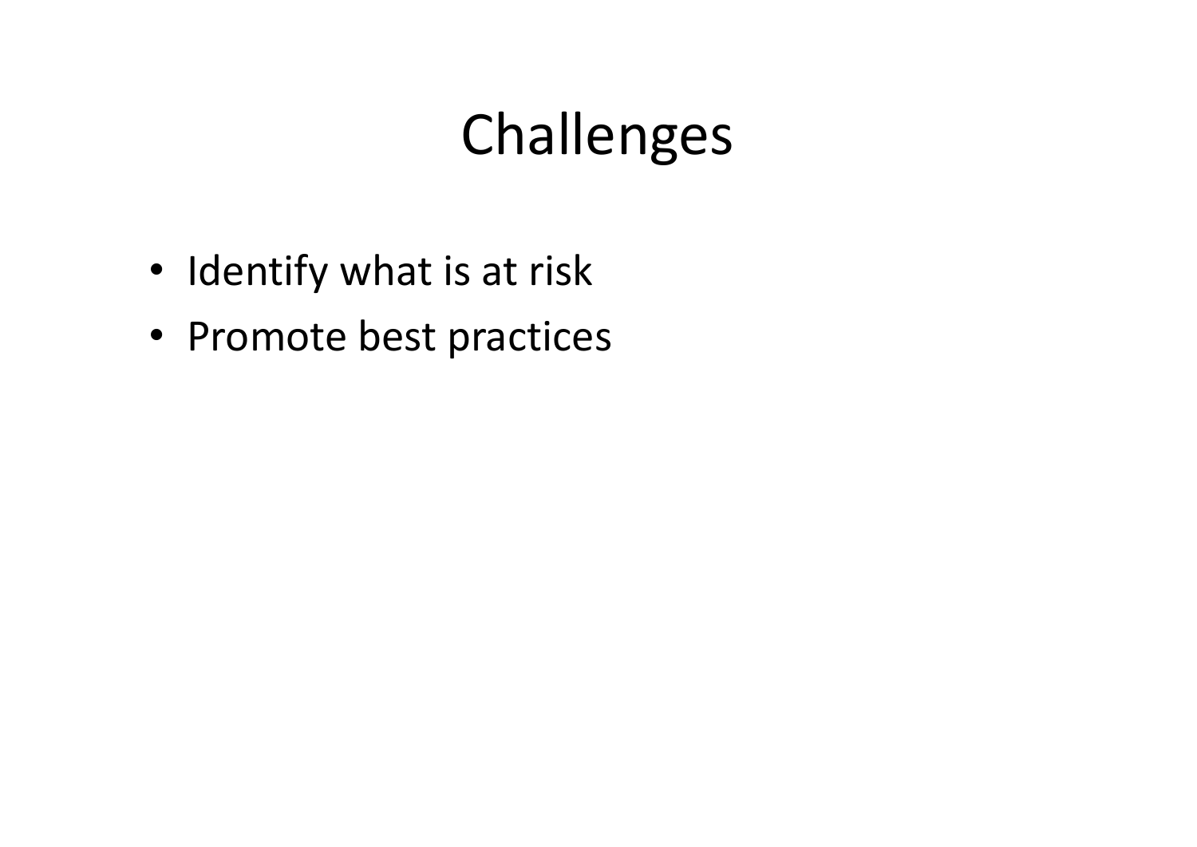# Challenges

- Identify what is at risk
- Promote best practices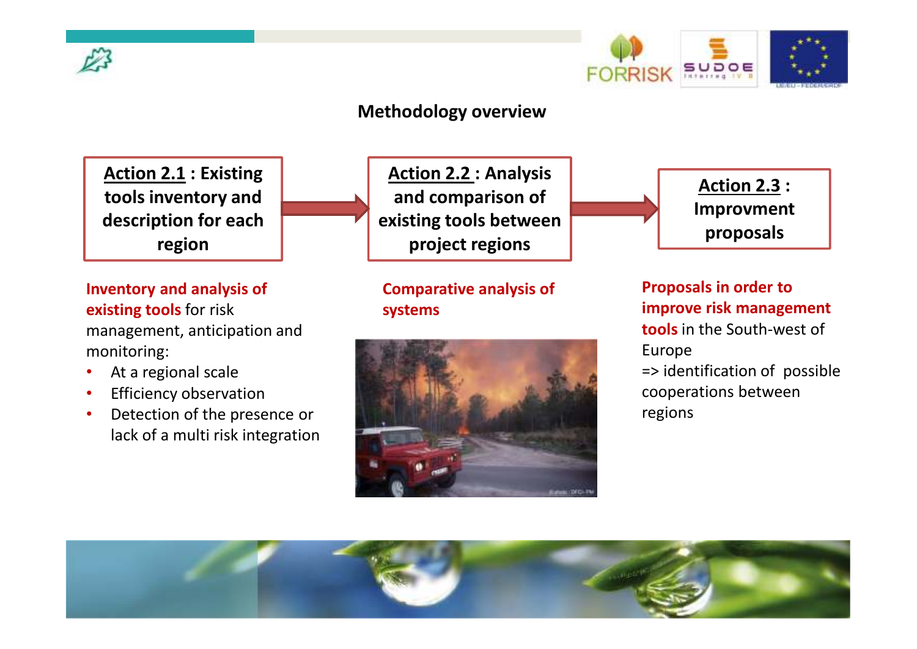## Methodology overview

**<u>Action 2.1</u> : Existing tools inventory and description for each region** → **<u>Action 2.2</u> : Analysis and comparison of existing tools between project regions** → **<u>Action 2.3</u> : Improvment proposals**

**Inventory and analysis of existing tools** for risk management, anticipation and monitoring:

- At a regional scale
- Efficiency observation
- Detection of the presence or lack of a multi risk integration

**Comparative analysis of systems**

**Proposals in order to improve risk management tools** in the South-west of Europe

=> identification of possible cooperations between regions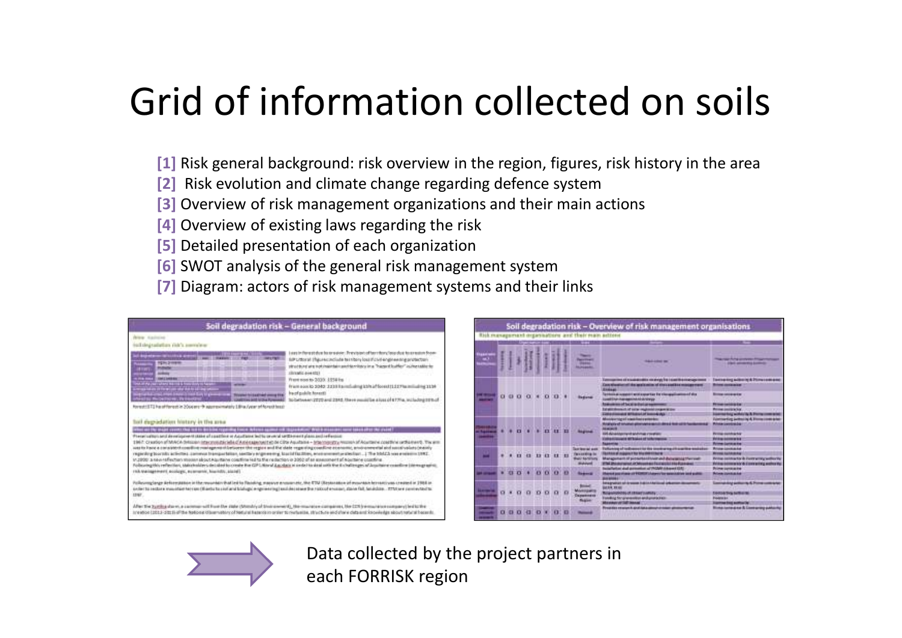# Grid of information collected on soils

[1] Risk general background: risk overview in the region, figures, risk history in the area
[2] Risk evolution and climate change regarding defence system
[3] Overview of risk management organizations and their main actions
[4] Overview of existing laws regarding the risk
[5] Detailed presentation of each organization
[6] SWOT analysis of the general risk management system
[7] Diagram: actors of risk management systems and their links

Soil degradation risk – General background

Soil degradation risk – Overview of risk management organisations

Data collected by the project partners in each FORRISK region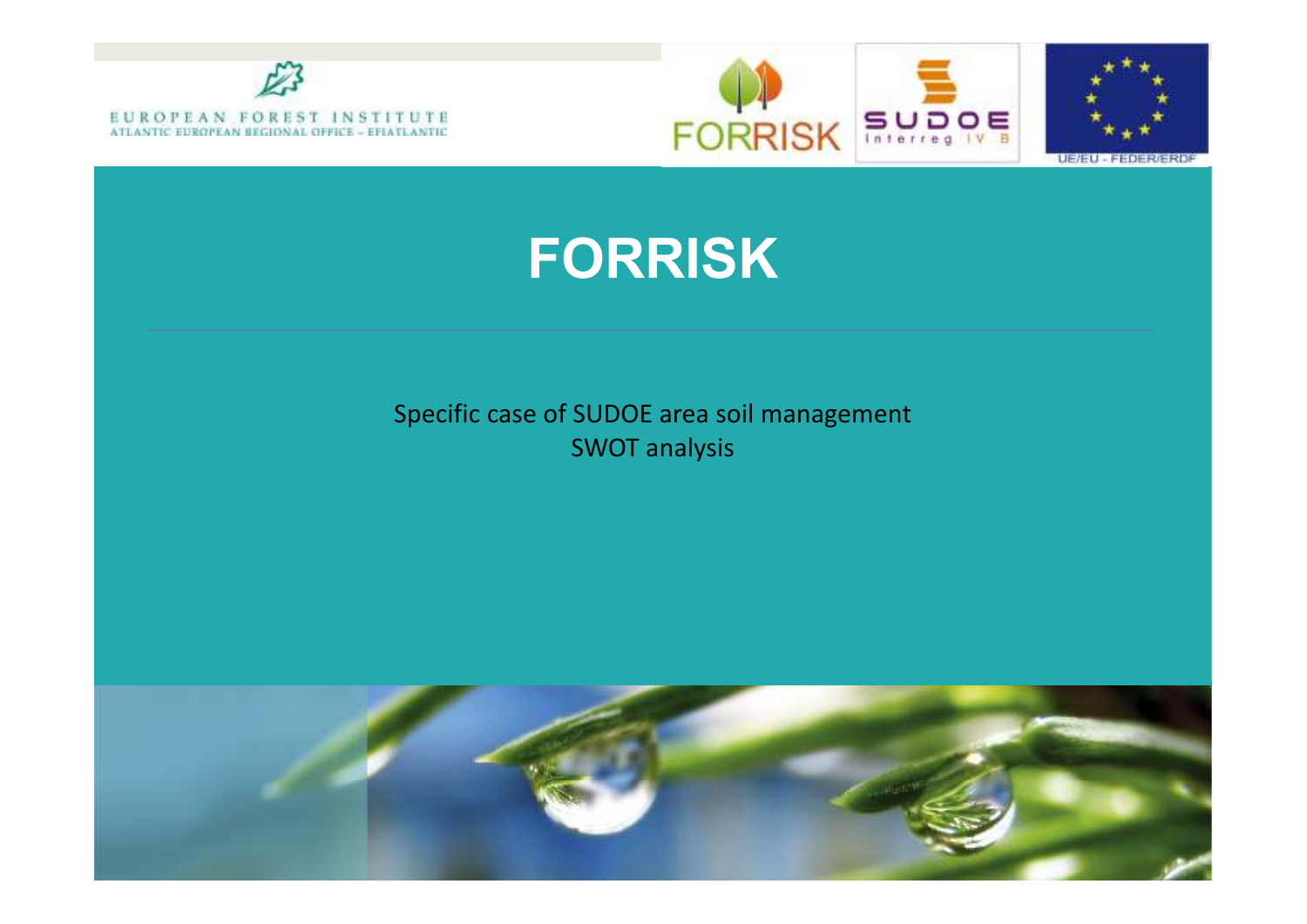EUROPEAN FOREST INSTITUTE
ATLANTIC EUROPEAN REGIONAL OFFICE – EFIATLANTIC

FORRISK

SUDOE Interreg IV B

UE/EU - FEDER/ERDF

# FORRISK

Specific case of SUDOE area soil management
SWOT analysis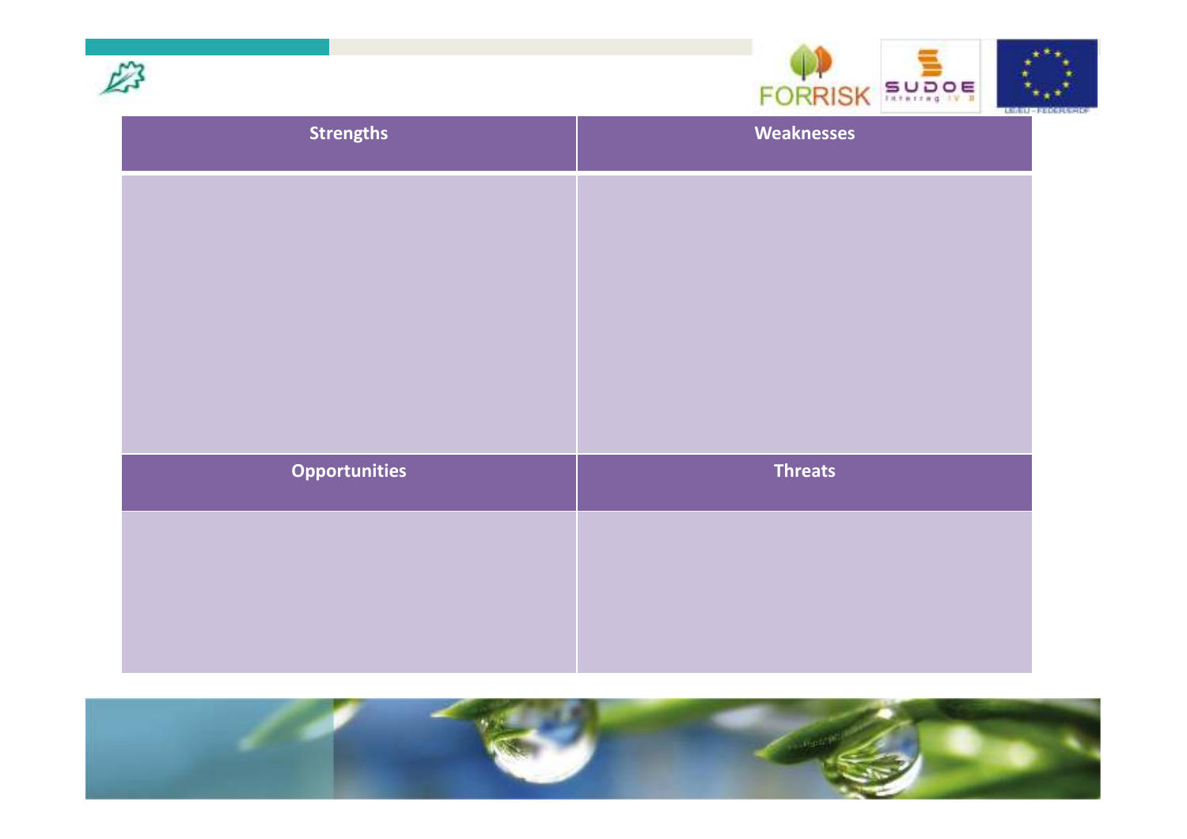| Strengths | Weaknesses |
| --- | --- |
| | |
| **Opportunities** | **Threats** |
| | |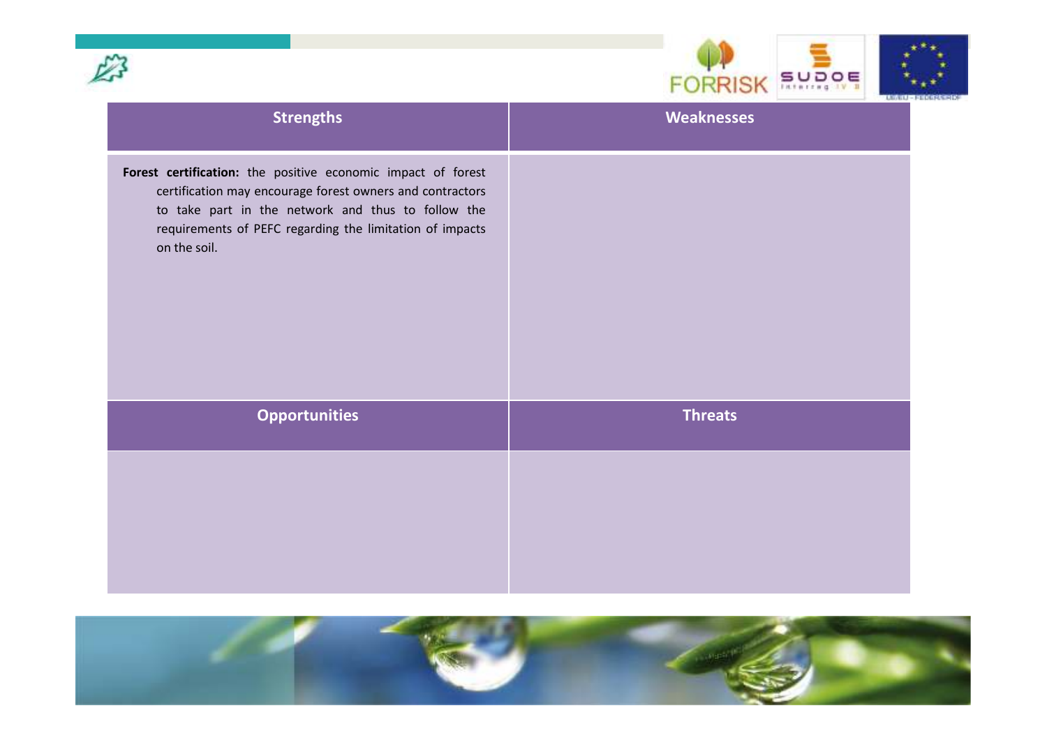| Strengths | Weaknesses |
| --- | --- |
| **Forest certification:** the positive economic impact of forest certification may encourage forest owners and contractors to take part in the network and thus to follow the requirements of PEFC regarding the limitation of impacts on the soil. | |

| Opportunities | Threats |
| --- | --- |
| | |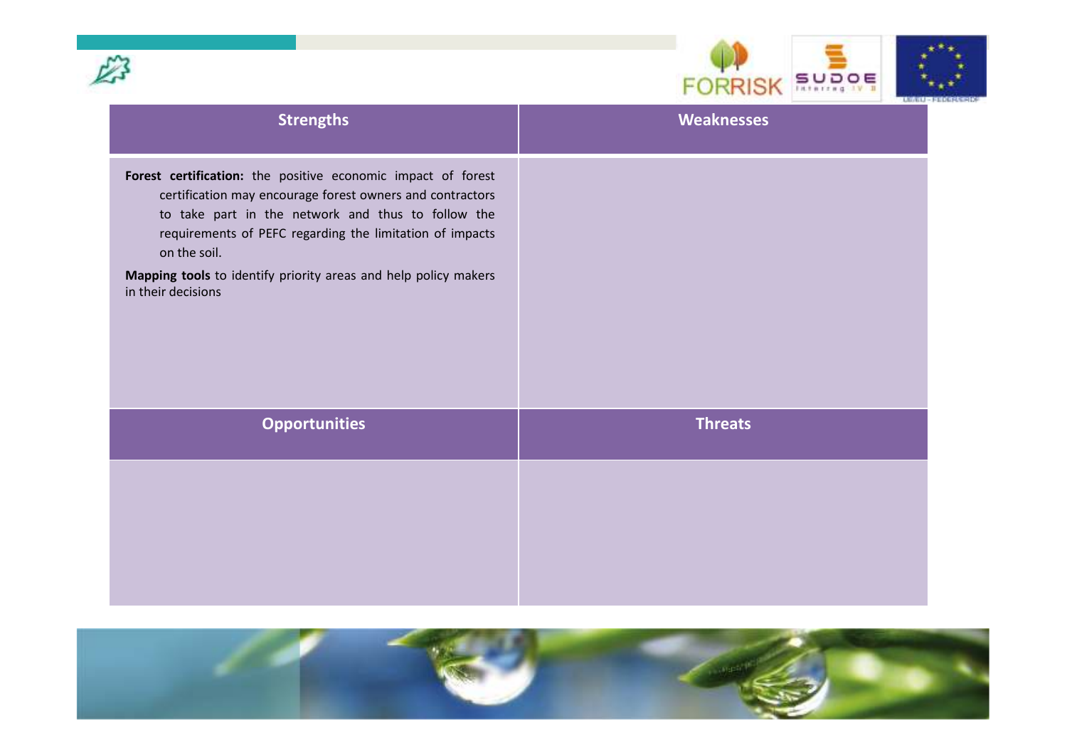| Strengths | Weaknesses |
| --- | --- |
| **Forest certification:** the positive economic impact of forest certification may encourage forest owners and contractors to take part in the network and thus to follow the requirements of PEFC regarding the limitation of impacts on the soil.<br><br>**Mapping tools** to identify priority areas and help policy makers in their decisions | |

| Opportunities | Threats |
| --- | --- |
| | |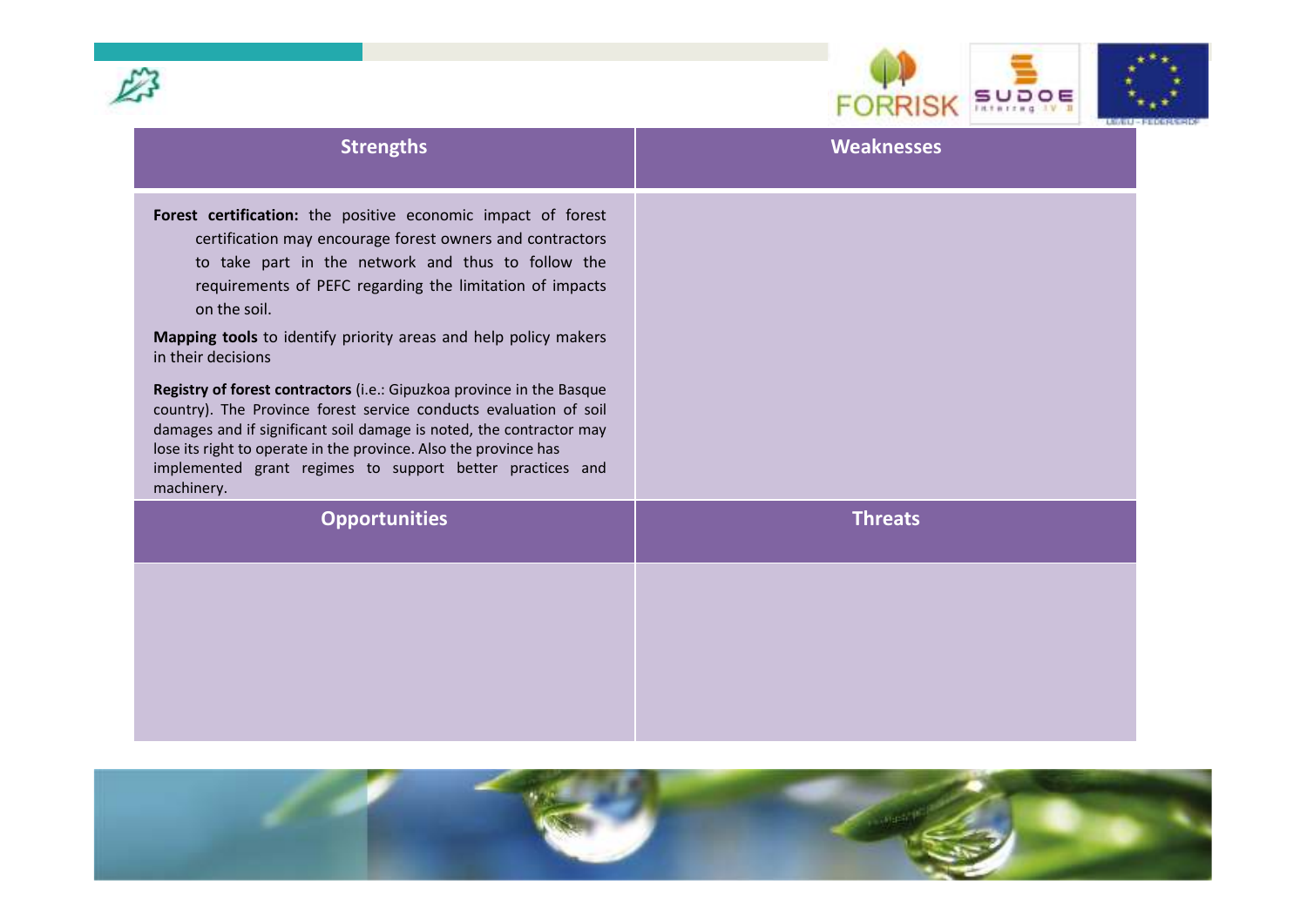| Strengths | Weaknesses |
| --- | --- |
| **Forest certification:** the positive economic impact of forest certification may encourage forest owners and contractors to take part in the network and thus to follow the requirements of PEFC regarding the limitation of impacts on the soil.<br><br>**Mapping tools** to identify priority areas and help policy makers in their decisions<br><br>**Registry of forest contractors** (i.e.: Gipuzkoa province in the Basque country). The Province forest service conducts evaluation of soil damages and if significant soil damage is noted, the contractor may lose its right to operate in the province. Also the province has implemented grant regimes to support better practices and machinery. | |
| **Opportunities** | **Threats** |
| | |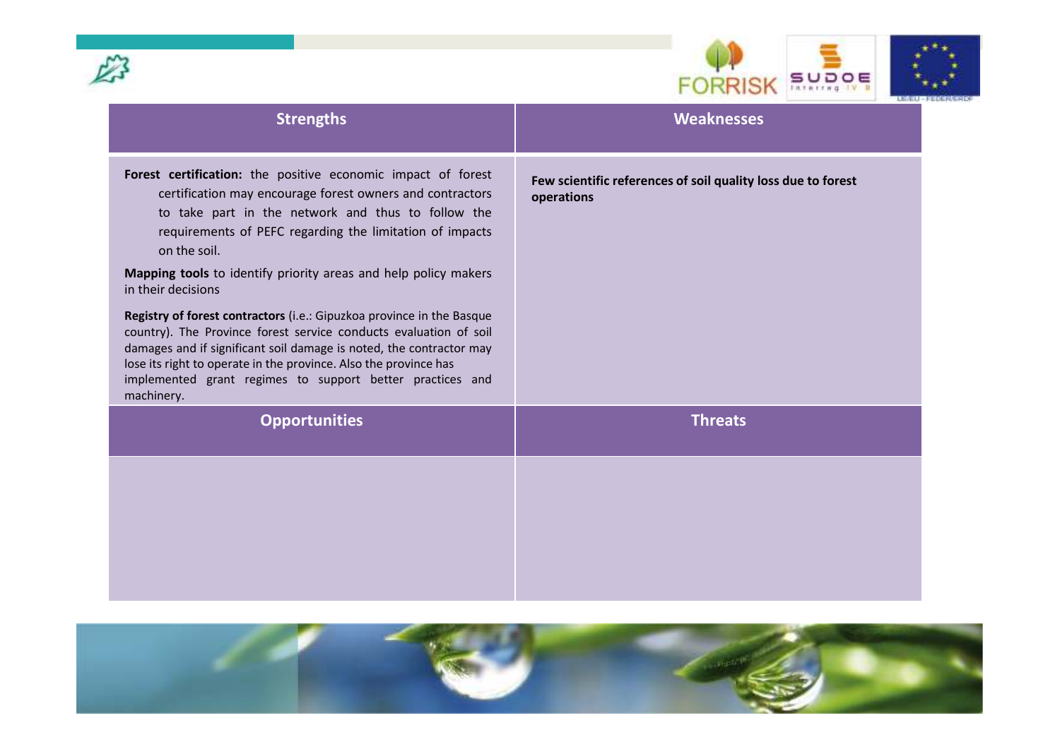| Strengths | Weaknesses |
| --- | --- |
| **Forest certification:** the positive economic impact of forest certification may encourage forest owners and contractors to take part in the network and thus to follow the requirements of PEFC regarding the limitation of impacts on the soil.<br><br>**Mapping tools** to identify priority areas and help policy makers in their decisions<br><br>**Registry of forest contractors** (i.e.: Gipuzkoa province in the Basque country). The Province forest service conducts evaluation of soil damages and if significant soil damage is noted, the contractor may lose its right to operate in the province. Also the province has implemented grant regimes to support better practices and machinery. | **Few scientific references of soil quality loss due to forest operations** |
| **Opportunities** | **Threats** |
| | |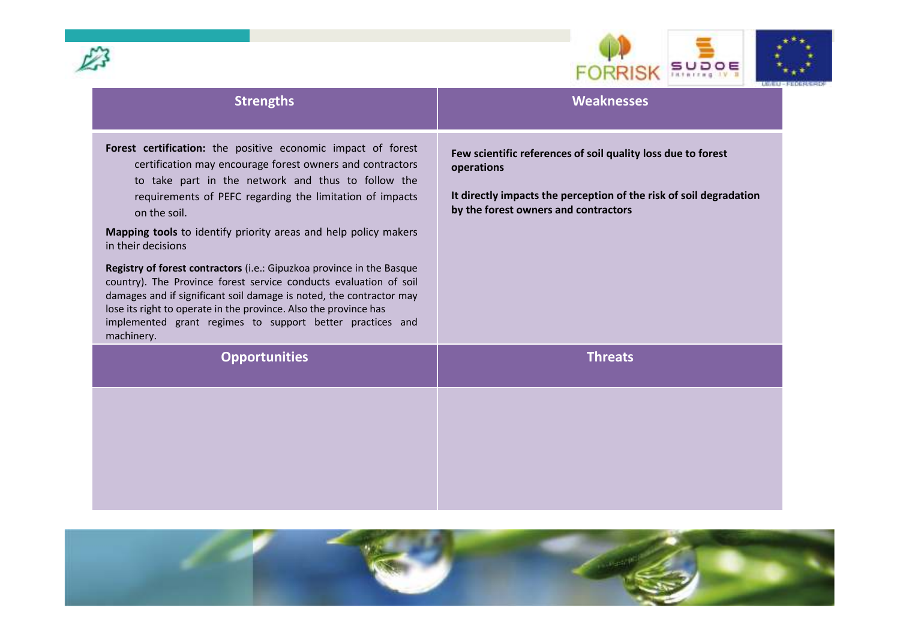| Strengths | Weaknesses |
| --- | --- |
| **Forest certification:** the positive economic impact of forest certification may encourage forest owners and contractors to take part in the network and thus to follow the requirements of PEFC regarding the limitation of impacts on the soil.<br><br>**Mapping tools** to identify priority areas and help policy makers in their decisions<br><br>**Registry of forest contractors** (i.e.: Gipuzkoa province in the Basque country). The Province forest service conducts evaluation of soil damages and if significant soil damage is noted, the contractor may lose its right to operate in the province. Also the province has implemented grant regimes to support better practices and machinery. | **Few scientific references of soil quality loss due to forest operations**<br><br>**It directly impacts the perception of the risk of soil degradation by the forest owners and contractors** |
| **Opportunities** | **Threats** |
| | |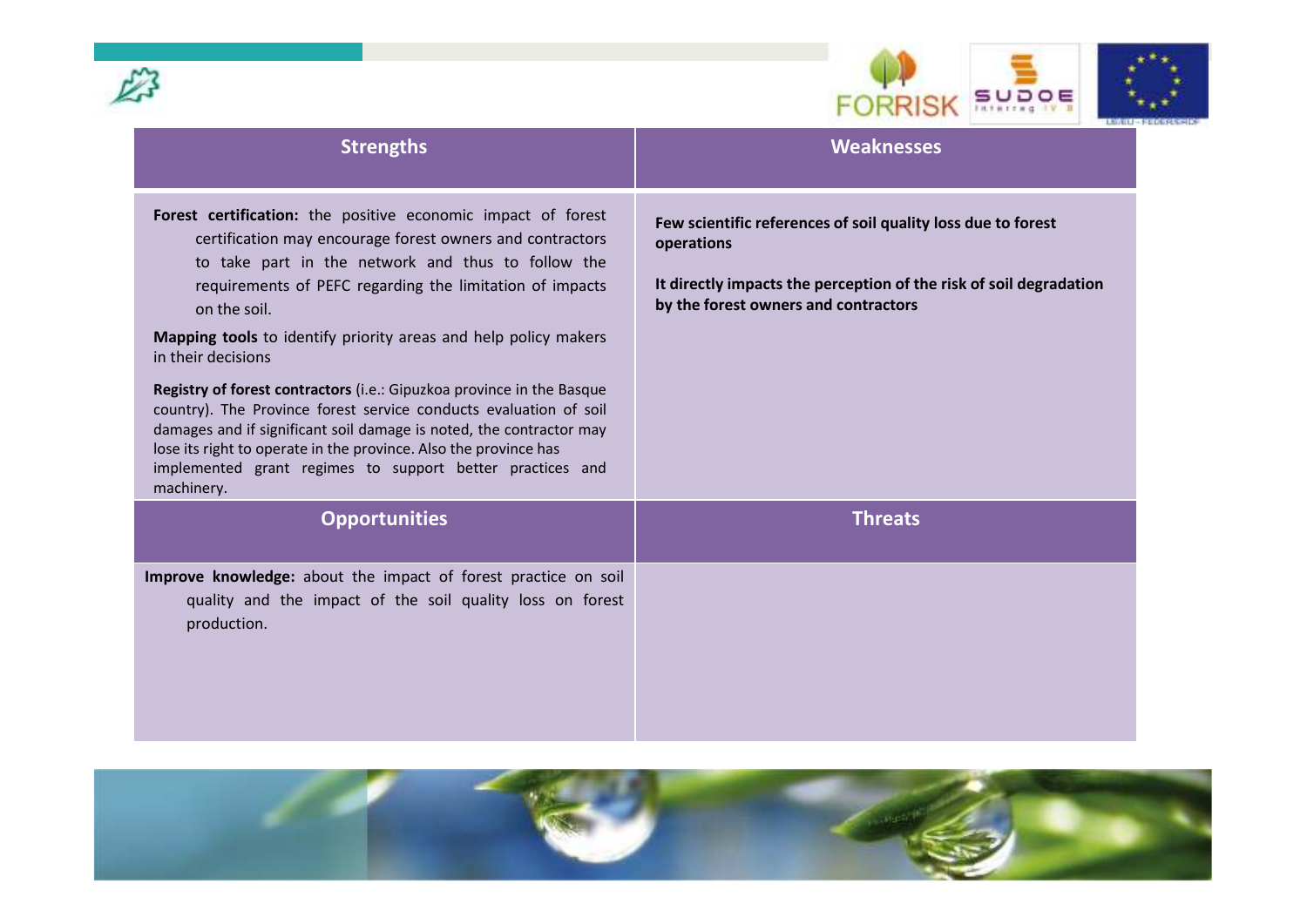| Strengths | Weaknesses |
|---|---|
| **Forest certification:** the positive economic impact of forest certification may encourage forest owners and contractors to take part in the network and thus to follow the requirements of PEFC regarding the limitation of impacts on the soil.<br><br>**Mapping tools** to identify priority areas and help policy makers in their decisions<br><br>**Registry of forest contractors** (i.e.: Gipuzkoa province in the Basque country). The Province forest service conducts evaluation of soil damages and if significant soil damage is noted, the contractor may lose its right to operate in the province. Also the province has implemented grant regimes to support better practices and machinery. | **Few scientific references of soil quality loss due to forest operations**<br><br>**It directly impacts the perception of the risk of soil degradation by the forest owners and contractors** |

| Opportunities | Threats |
|---|---|
| **Improve knowledge:** about the impact of forest practice on soil quality and the impact of the soil quality loss on forest production. | |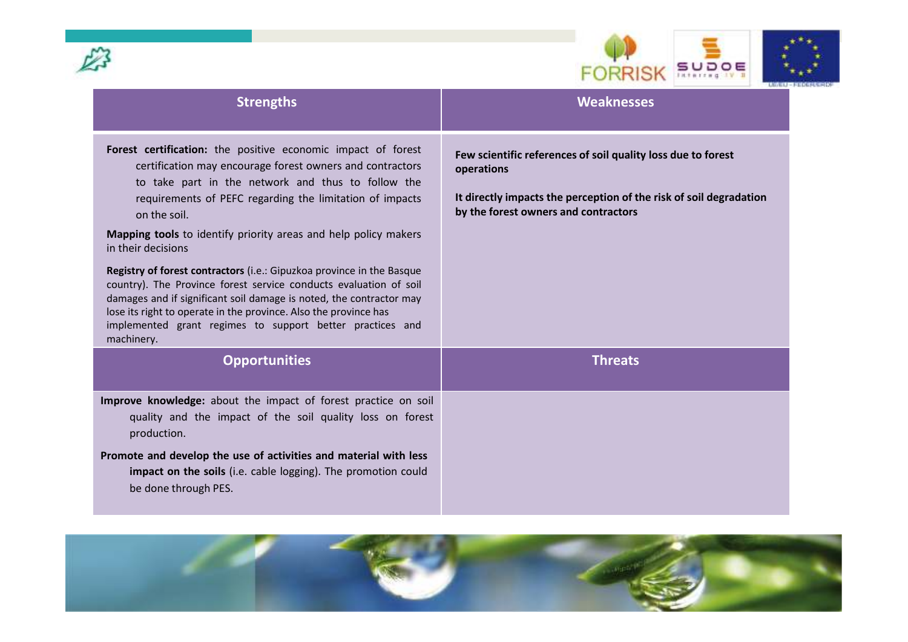| Strengths | Weaknesses |
| --- | --- |
| **Forest certification:** the positive economic impact of forest certification may encourage forest owners and contractors to take part in the network and thus to follow the requirements of PEFC regarding the limitation of impacts on the soil.<br><br>**Mapping tools** to identify priority areas and help policy makers in their decisions<br><br>**Registry of forest contractors** (i.e.: Gipuzkoa province in the Basque country). The Province forest service conducts evaluation of soil damages and if significant soil damage is noted, the contractor may lose its right to operate in the province. Also the province has implemented grant regimes to support better practices and machinery. | **Few scientific references of soil quality loss due to forest operations**<br><br>**It directly impacts the perception of the risk of soil degradation by the forest owners and contractors** |

| Opportunities | Threats |
| --- | --- |
| **Improve knowledge:** about the impact of forest practice on soil quality and the impact of the soil quality loss on forest production.<br><br>**Promote and develop the use of activities and material with less impact on the soils** (i.e. cable logging). The promotion could be done through PES. | |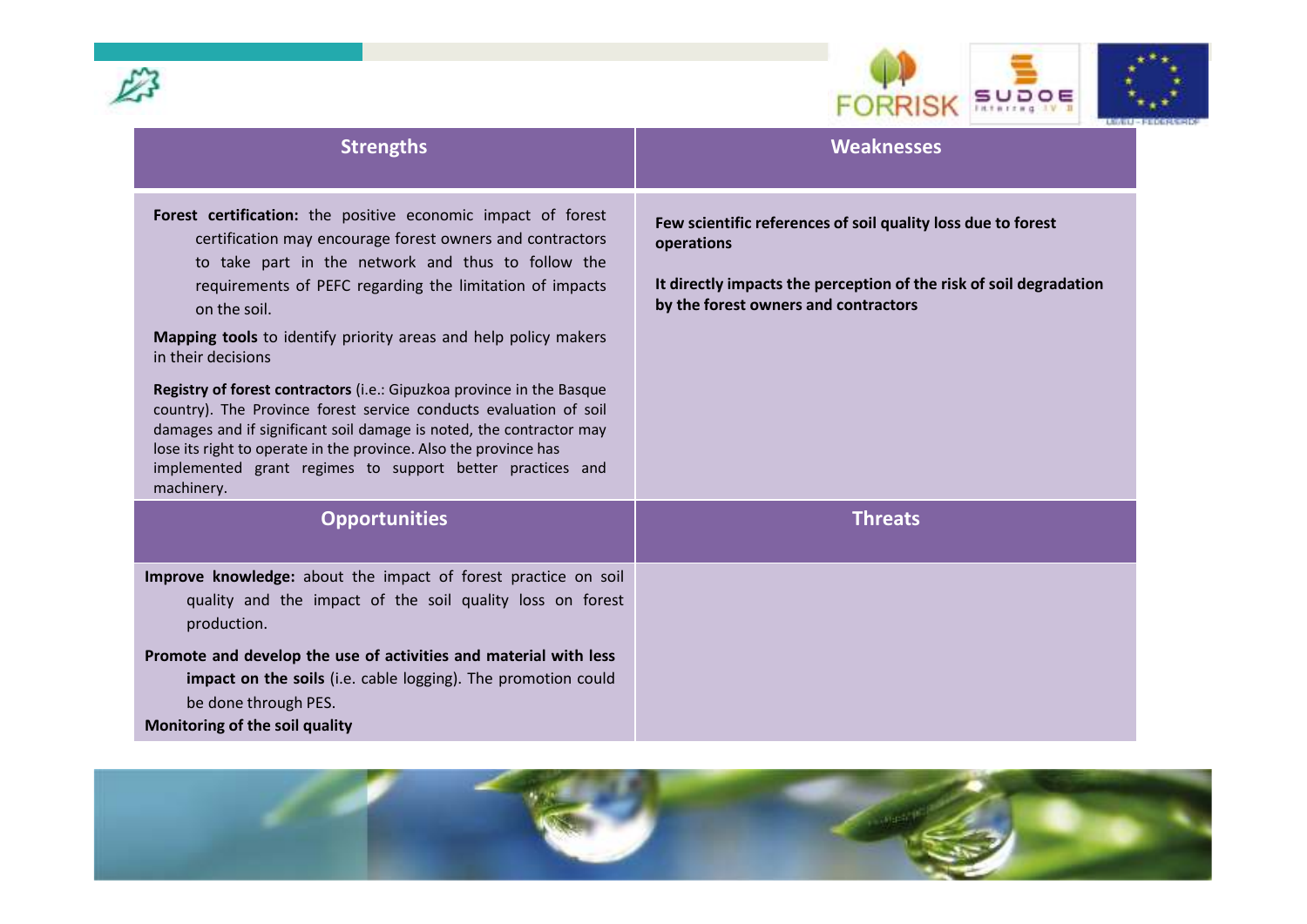| Strengths | Weaknesses |
| --- | --- |
| **Forest certification:** the positive economic impact of forest certification may encourage forest owners and contractors to take part in the network and thus to follow the requirements of PEFC regarding the limitation of impacts on the soil.<br><br>**Mapping tools** to identify priority areas and help policy makers in their decisions<br><br>**Registry of forest contractors** (i.e.: Gipuzkoa province in the Basque country). The Province forest service conducts evaluation of soil damages and if significant soil damage is noted, the contractor may lose its right to operate in the province. Also the province has implemented grant regimes to support better practices and machinery. | **Few scientific references of soil quality loss due to forest operations**<br><br>**It directly impacts the perception of the risk of soil degradation by the forest owners and contractors** |
| **Opportunities** | **Threats** |
| **Improve knowledge:** about the impact of forest practice on soil quality and the impact of the soil quality loss on forest production.<br><br>**Promote and develop the use of activities and material with less impact on the soils** (i.e. cable logging). The promotion could be done through PES.<br><br>**Monitoring of the soil quality** | |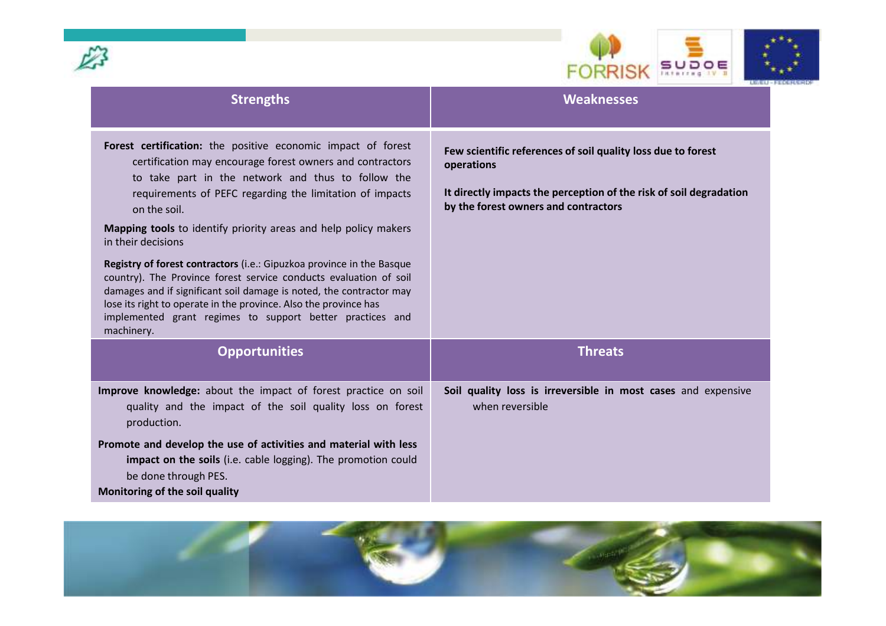| Strengths | Weaknesses |
|---|---|
| **Forest certification:** the positive economic impact of forest certification may encourage forest owners and contractors to take part in the network and thus to follow the requirements of PEFC regarding the limitation of impacts on the soil.<br><br>**Mapping tools** to identify priority areas and help policy makers in their decisions<br><br>**Registry of forest contractors** (i.e.: Gipuzkoa province in the Basque country). The Province forest service conducts evaluation of soil damages and if significant soil damage is noted, the contractor may lose its right to operate in the province. Also the province has implemented grant regimes to support better practices and machinery. | **Few scientific references of soil quality loss due to forest operations**<br><br>**It directly impacts the perception of the risk of soil degradation by the forest owners and contractors** |

| Opportunities | Threats |
|---|---|
| **Improve knowledge:** about the impact of forest practice on soil quality and the impact of the soil quality loss on forest production.<br><br>**Promote and develop the use of activities and material with less impact on the soils** (i.e. cable logging). The promotion could be done through PES.<br>**Monitoring of the soil quality** | **Soil quality loss is irreversible in most cases** and expensive when reversible |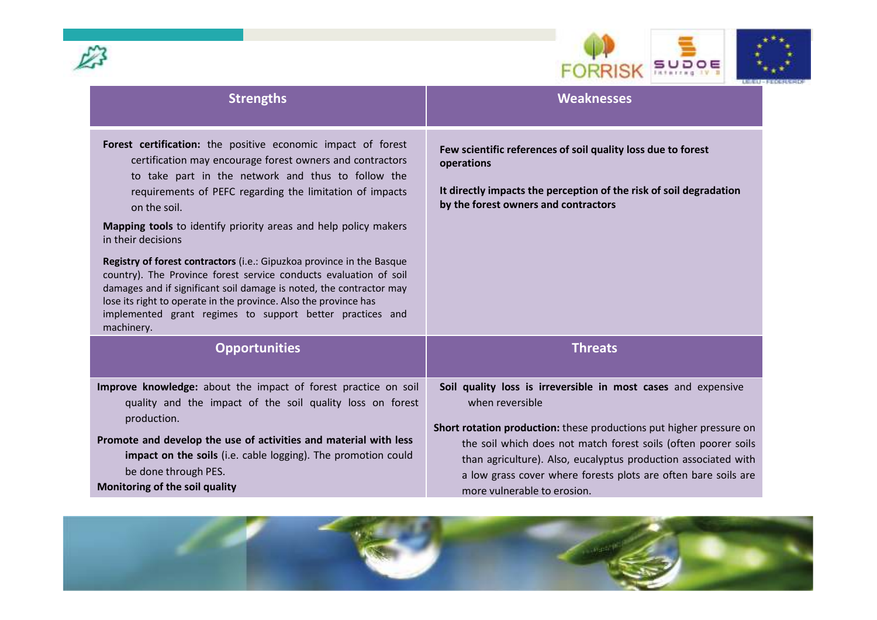| Strengths | Weaknesses |
|---|---|
| **Forest certification:** the positive economic impact of forest certification may encourage forest owners and contractors to take part in the network and thus to follow the requirements of PEFC regarding the limitation of impacts on the soil.<br><br>**Mapping tools** to identify priority areas and help policy makers in their decisions<br><br>**Registry of forest contractors** (i.e.: Gipuzkoa province in the Basque country). The Province forest service conducts evaluation of soil damages and if significant soil damage is noted, the contractor may lose its right to operate in the province. Also the province has implemented grant regimes to support better practices and machinery. | **Few scientific references of soil quality loss due to forest operations**<br><br>**It directly impacts the perception of the risk of soil degradation by the forest owners and contractors** |
| **Opportunities** | **Threats** |
| **Improve knowledge:** about the impact of forest practice on soil quality and the impact of the soil quality loss on forest production.<br><br>**Promote and develop the use of activities and material with less impact on the soils** (i.e. cable logging). The promotion could be done through PES.<br><br>**Monitoring of the soil quality** | **Soil quality loss is irreversible in most cases** and expensive when reversible<br><br>**Short rotation production:** these productions put higher pressure on the soil which does not match forest soils (often poorer soils than agriculture). Also, eucalyptus production associated with a low grass cover where forests plots are often bare soils are more vulnerable to erosion. |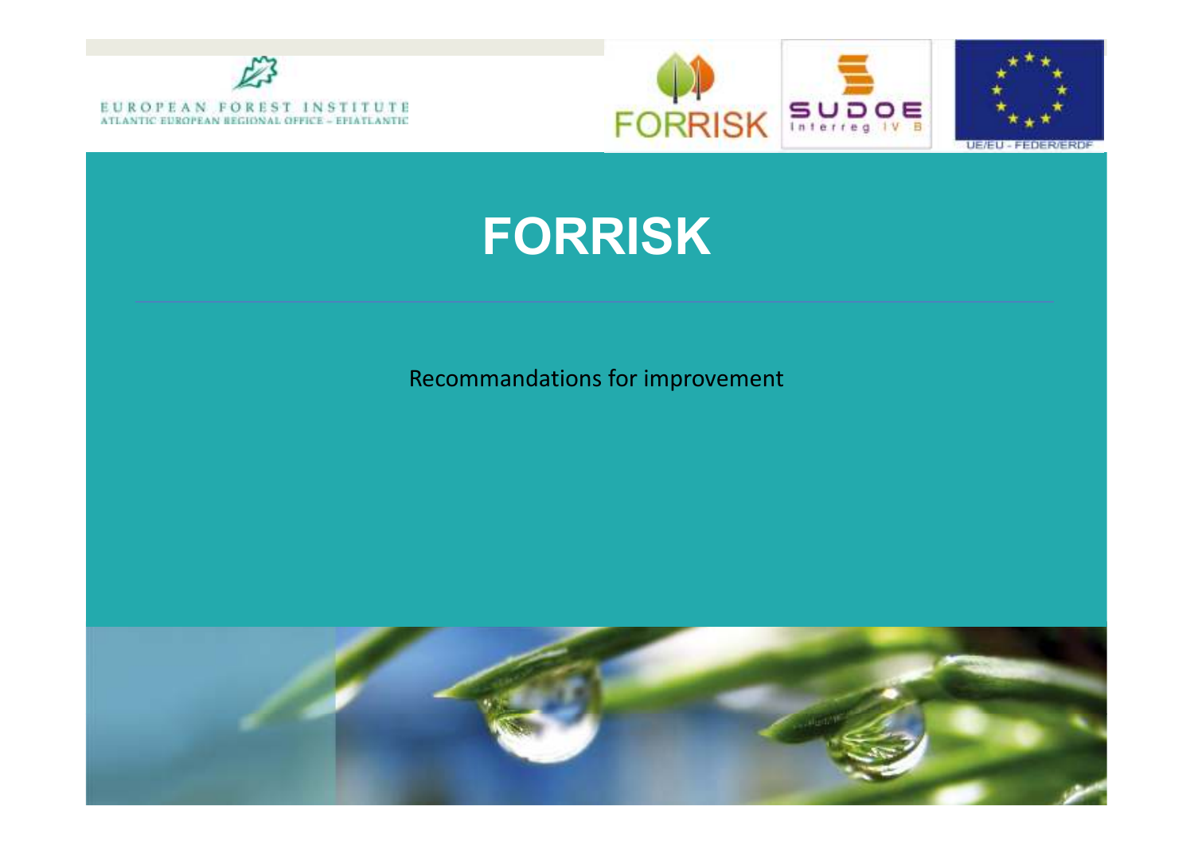# FORRISK

Recommandations for improvement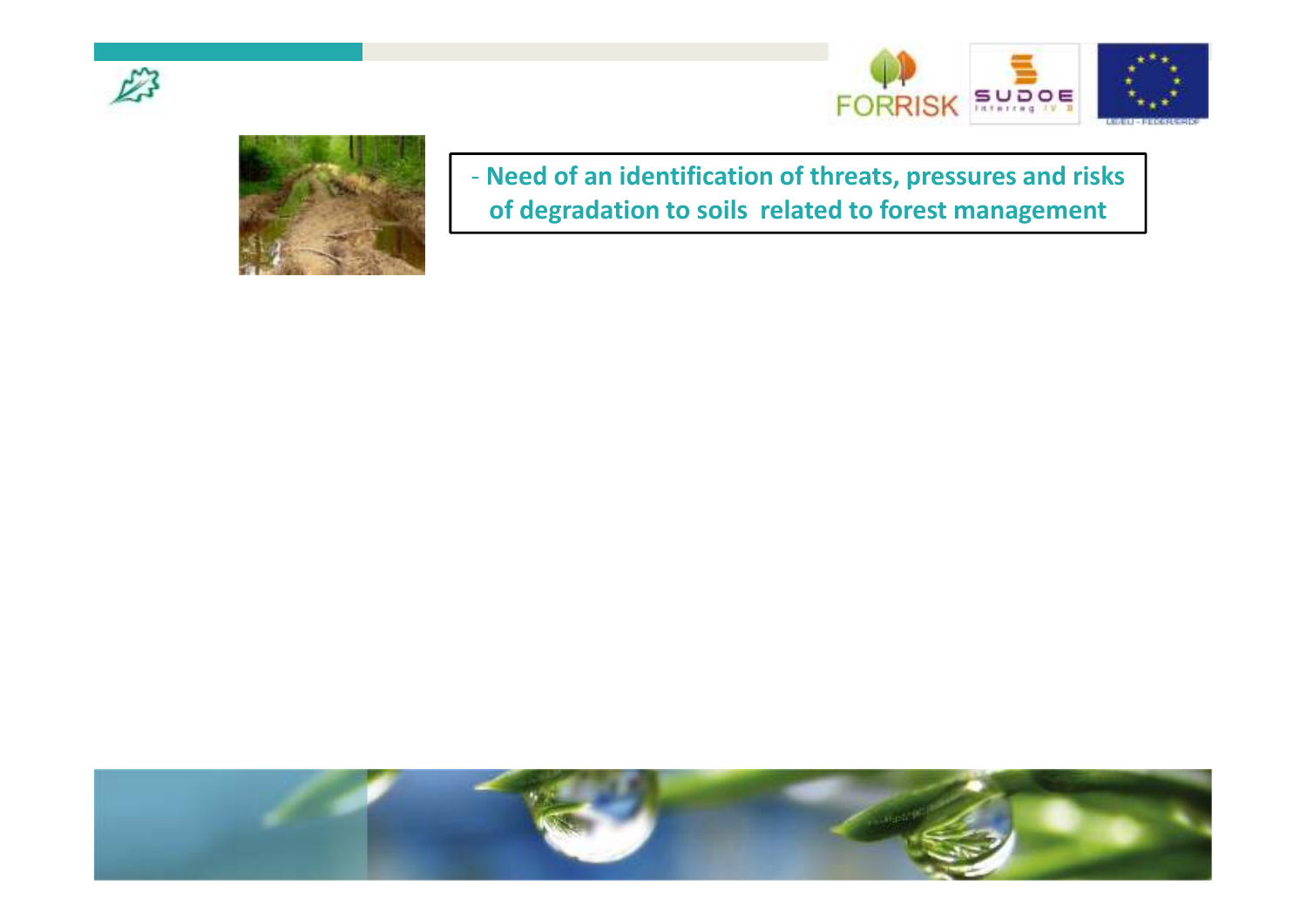- **Need of an identification of threats, pressures and risks of degradation to soils related to forest management**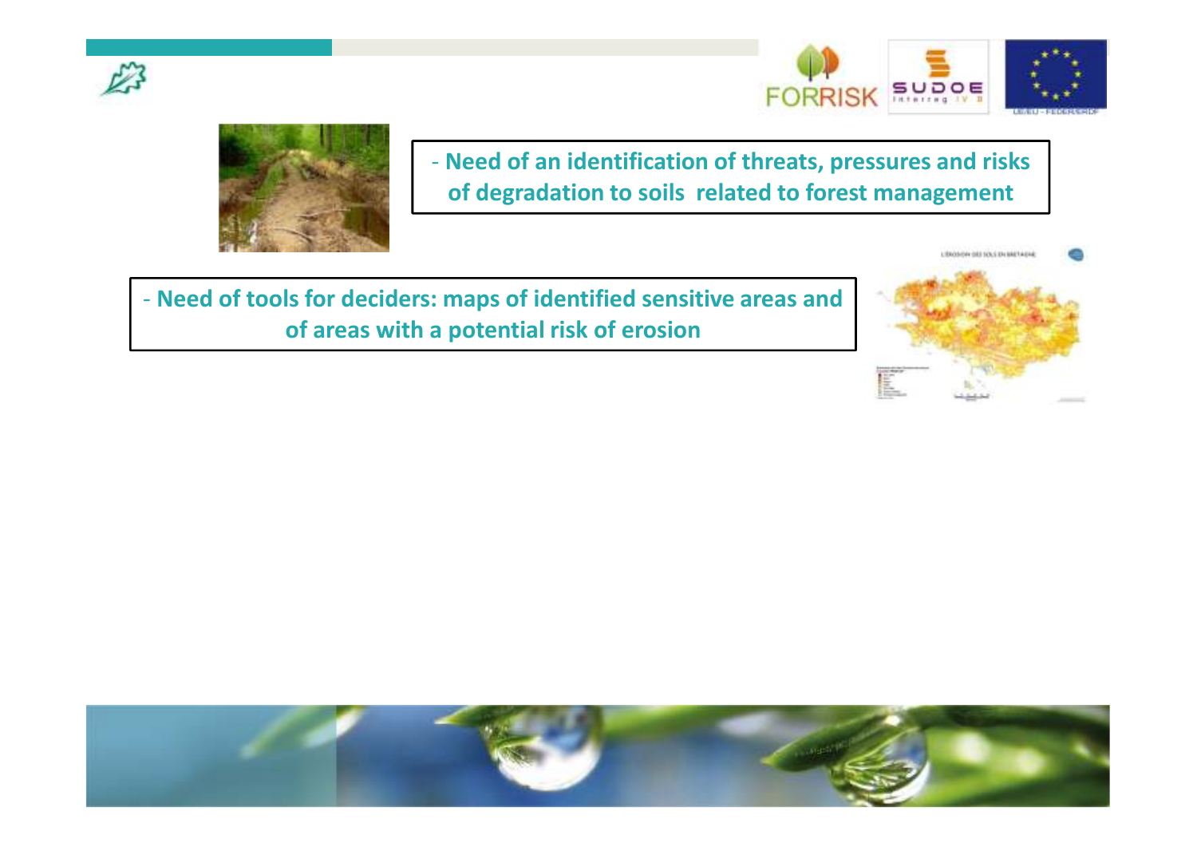- **Need of an identification of threats, pressures and risks of degradation to soils related to forest management**

- **Need of tools for deciders: maps of identified sensitive areas and of areas with a potential risk of erosion**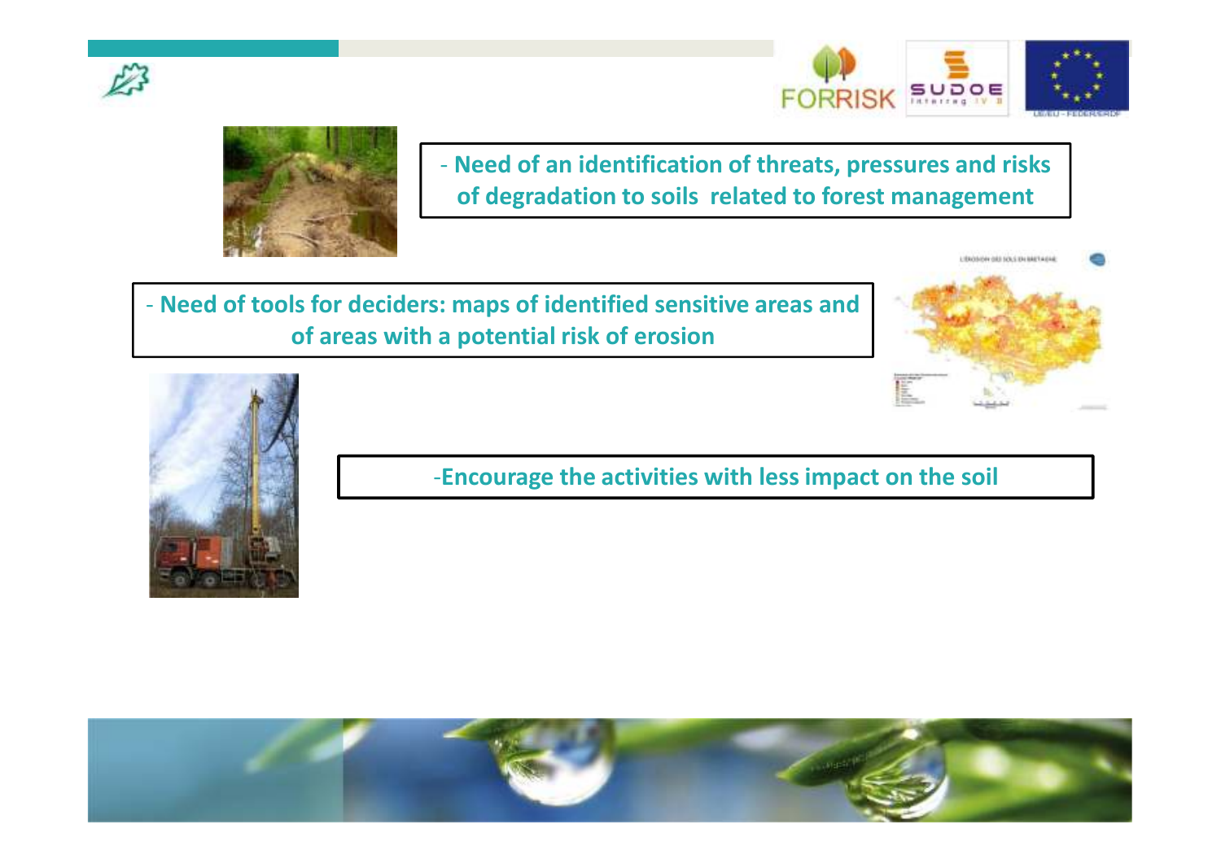- Need of an identification of threats, pressures and risks of degradation to soils related to forest management

- Need of tools for deciders: maps of identified sensitive areas and of areas with a potential risk of erosion

- Encourage the activities with less impact on the soil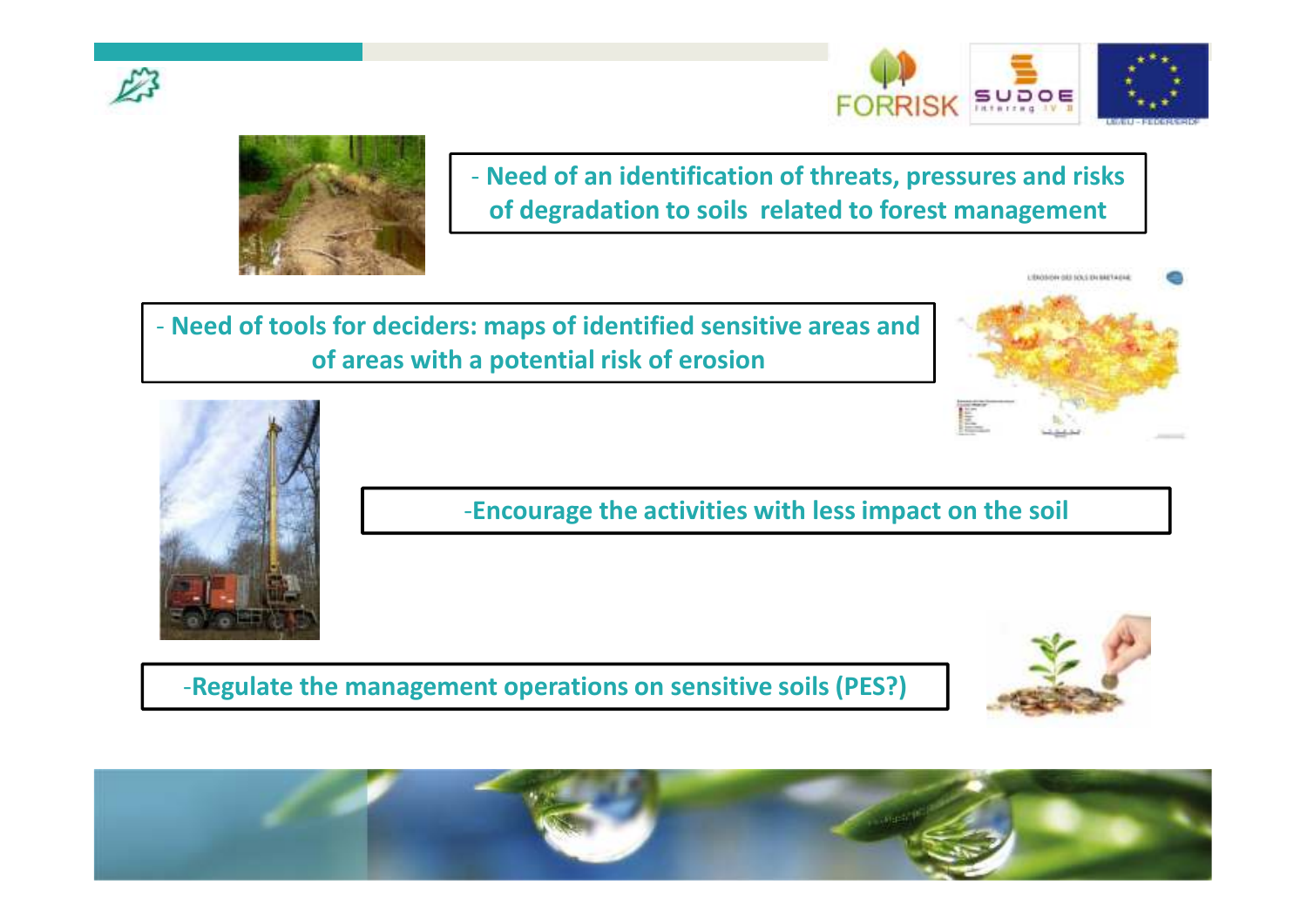- Need of an identification of threats, pressures and risks of degradation to soils related to forest management

- Need of tools for deciders: maps of identified sensitive areas and of areas with a potential risk of erosion

-Encourage the activities with less impact on the soil

-Regulate the management operations on sensitive soils (PES?)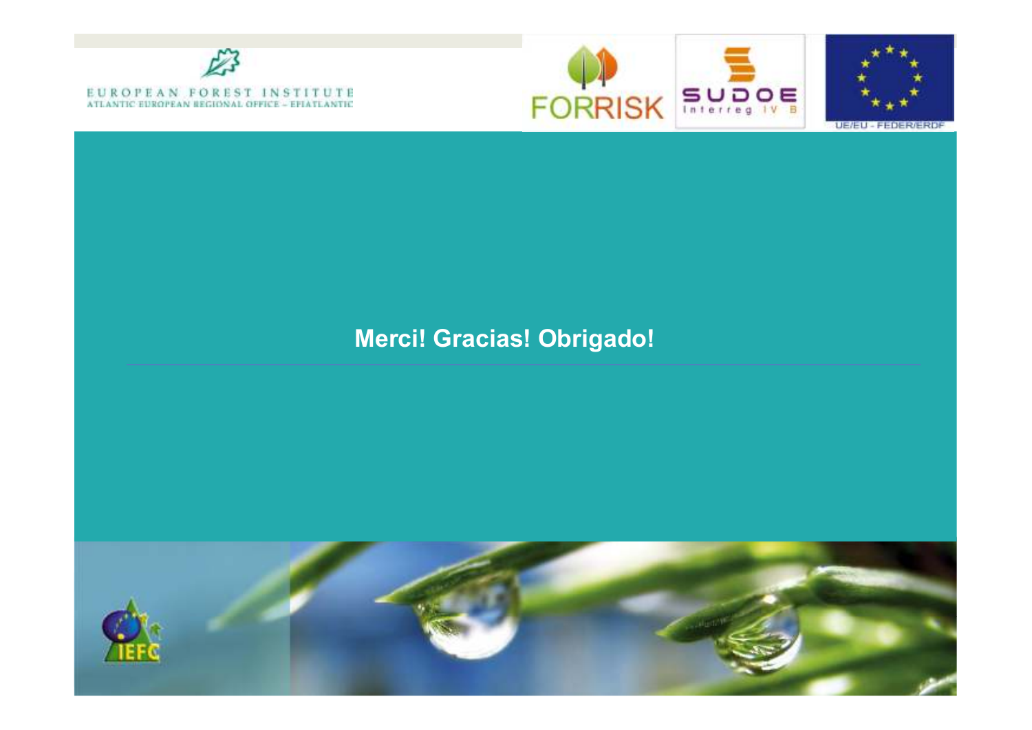EUROPEAN FOREST INSTITUTE
ATLANTIC EUROPEAN REGIONAL OFFICE – EFIATLANTIC

FORRISK

SUDOE
Interreg IV B

UE/EU - FEDER/ERDF

**Merci! Gracias! Obrigado!**

IEFC